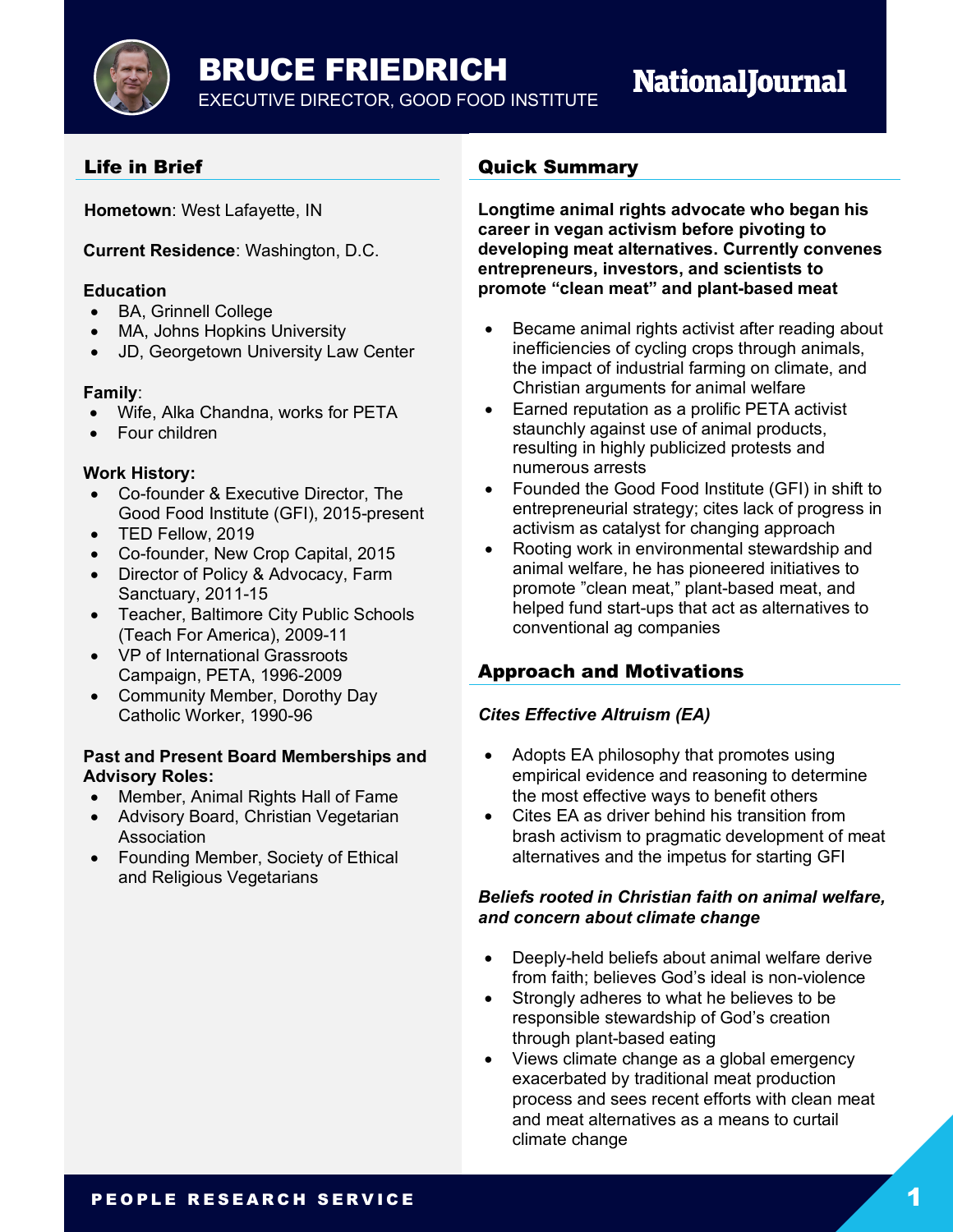# BRUCE FRIEDRICH

EXECUTIVE DIRECTOR, GOOD FOOD INSTITUTE

NationalJournal

## Life in Brief

**Hometown**: West Lafayette, IN

**Current Residence**: Washington, D.C.

**Education**
- BA, Grinnell College
- MA, Johns Hopkins University
- JD, Georgetown University Law Center

**Family**:
- Wife, Alka Chandna, works for PETA
- Four children

**Work History:**
- Co-founder & Executive Director, The Good Food Institute (GFI), 2015-present
- TED Fellow, 2019
- Co-founder, New Crop Capital, 2015
- Director of Policy & Advocacy, Farm Sanctuary, 2011-15
- Teacher, Baltimore City Public Schools (Teach For America), 2009-11
- VP of International Grassroots Campaign, PETA, 1996-2009
- Community Member, Dorothy Day Catholic Worker, 1990-96

**Past and Present Board Memberships and Advisory Roles:**
- Member, Animal Rights Hall of Fame
- Advisory Board, Christian Vegetarian Association
- Founding Member, Society of Ethical and Religious Vegetarians

## Quick Summary

**Longtime animal rights advocate who began his career in vegan activism before pivoting to developing meat alternatives. Currently convenes entrepreneurs, investors, and scientists to promote "clean meat" and plant-based meat**

- Became animal rights activist after reading about inefficiencies of cycling crops through animals, the impact of industrial farming on climate, and Christian arguments for animal welfare
- Earned reputation as a prolific PETA activist staunchly against use of animal products, resulting in highly publicized protests and numerous arrests
- Founded the Good Food Institute (GFI) in shift to entrepreneurial strategy; cites lack of progress in activism as catalyst for changing approach
- Rooting work in environmental stewardship and animal welfare, he has pioneered initiatives to promote "clean meat," plant-based meat, and helped fund start-ups that act as alternatives to conventional ag companies

## Approach and Motivations

***Cites Effective Altruism (EA)***

- Adopts EA philosophy that promotes using empirical evidence and reasoning to determine the most effective ways to benefit others
- Cites EA as driver behind his transition from brash activism to pragmatic development of meat alternatives and the impetus for starting GFI

***Beliefs rooted in Christian faith on animal welfare, and concern about climate change***

- Deeply-held beliefs about animal welfare derive from faith; believes God's ideal is non-violence
- Strongly adheres to what he believes to be responsible stewardship of God's creation through plant-based eating
- Views climate change as a global emergency exacerbated by traditional meat production process and sees recent efforts with clean meat and meat alternatives as a means to curtail climate change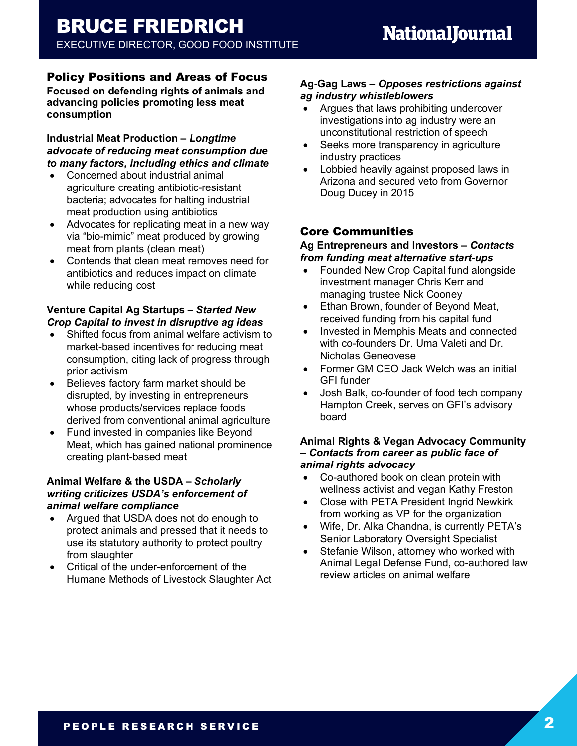# BRUCE FRIEDRICH

EXECUTIVE DIRECTOR, GOOD FOOD INSTITUTE

## Policy Positions and Areas of Focus

**Focused on defending rights of animals and advancing policies promoting less meat consumption**

**Industrial Meat Production –** ***Longtime advocate of reducing meat consumption due to many factors, including ethics and climate***

- Concerned about industrial animal agriculture creating antibiotic-resistant bacteria; advocates for halting industrial meat production using antibiotics
- Advocates for replicating meat in a new way via "bio-mimic" meat produced by growing meat from plants (clean meat)
- Contends that clean meat removes need for antibiotics and reduces impact on climate while reducing cost

**Venture Capital Ag Startups –** ***Started New Crop Capital to invest in disruptive ag ideas***

- Shifted focus from animal welfare activism to market-based incentives for reducing meat consumption, citing lack of progress through prior activism
- Believes factory farm market should be disrupted, by investing in entrepreneurs whose products/services replace foods derived from conventional animal agriculture
- Fund invested in companies like Beyond Meat, which has gained national prominence creating plant-based meat

**Animal Welfare & the USDA –** ***Scholarly writing criticizes USDA's enforcement of animal welfare compliance***

- Argued that USDA does not do enough to protect animals and pressed that it needs to use its statutory authority to protect poultry from slaughter
- Critical of the under-enforcement of the Humane Methods of Livestock Slaughter Act

**Ag-Gag Laws –** ***Opposes restrictions against ag industry whistleblowers***

- Argues that laws prohibiting undercover investigations into ag industry were an unconstitutional restriction of speech
- Seeks more transparency in agriculture industry practices
- Lobbied heavily against proposed laws in Arizona and secured veto from Governor Doug Ducey in 2015

## Core Communities

**Ag Entrepreneurs and Investors –** ***Contacts from funding meat alternative start-ups***

- Founded New Crop Capital fund alongside investment manager Chris Kerr and managing trustee Nick Cooney
- Ethan Brown, founder of Beyond Meat, received funding from his capital fund
- Invested in Memphis Meats and connected with co-founders Dr. Uma Valeti and Dr. Nicholas Geneovese
- Former GM CEO Jack Welch was an initial GFI funder
- Josh Balk, co-founder of food tech company Hampton Creek, serves on GFI's advisory board

**Animal Rights & Vegan Advocacy Community –** ***Contacts from career as public face of animal rights advocacy***

- Co-authored book on clean protein with wellness activist and vegan Kathy Freston
- Close with PETA President Ingrid Newkirk from working as VP for the organization
- Wife, Dr. Alka Chandna, is currently PETA's Senior Laboratory Oversight Specialist
- Stefanie Wilson, attorney who worked with Animal Legal Defense Fund, co-authored law review articles on animal welfare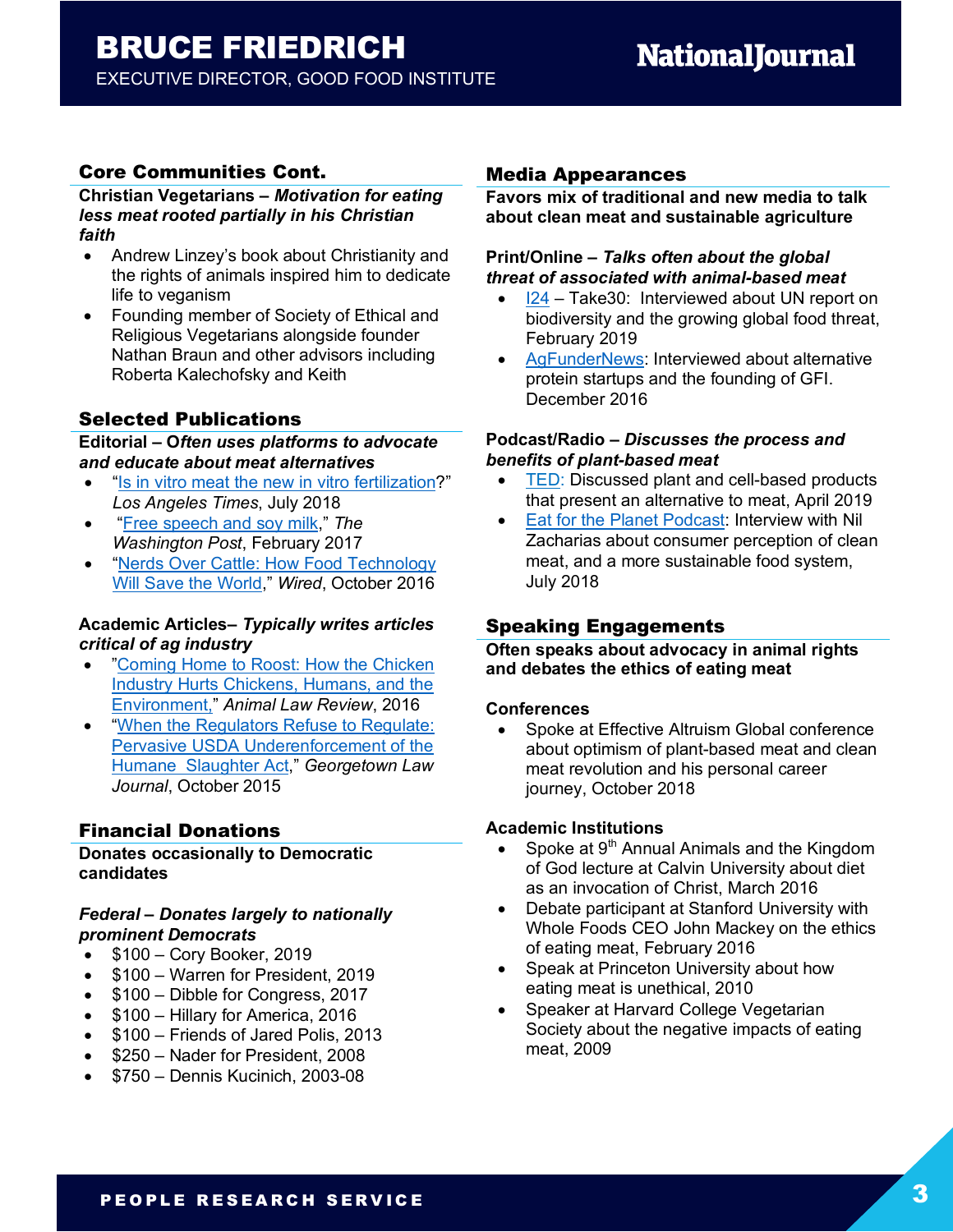# BRUCE FRIEDRICH

EXECUTIVE DIRECTOR, GOOD FOOD INSTITUTE

## Core Communities Cont.

**Christian Vegetarians – *Motivation for eating less meat rooted partially in his Christian faith***

- Andrew Linzey's book about Christianity and the rights of animals inspired him to dedicate life to veganism
- Founding member of Society of Ethical and Religious Vegetarians alongside founder Nathan Braun and other advisors including Roberta Kalechofsky and Keith

## Selected Publications

**Editorial – *Often uses platforms to advocate and educate about meat alternatives***

- "Is in vitro meat the new in vitro fertilization?" *Los Angeles Times*, July 2018
- "Free speech and soy milk," *The Washington Post*, February 2017
- "Nerds Over Cattle: How Food Technology Will Save the World," *Wired*, October 2016

**Academic Articles– *Typically writes articles critical of ag industry***

- "Coming Home to Roost: How the Chicken Industry Hurts Chickens, Humans, and the Environment," *Animal Law Review*, 2016
- "When the Regulators Refuse to Regulate: Pervasive USDA Underenforcement of the Humane Slaughter Act," *Georgetown Law Journal*, October 2015

## Financial Donations

**Donates occasionally to Democratic candidates**

***Federal – Donates largely to nationally prominent Democrats***

- $100 – Cory Booker, 2019
- $100 – Warren for President, 2019
- $100 – Dibble for Congress, 2017
- $100 – Hillary for America, 2016
- $100 – Friends of Jared Polis, 2013
- $250 – Nader for President, 2008
- $750 – Dennis Kucinich, 2003-08

## Media Appearances

**Favors mix of traditional and new media to talk about clean meat and sustainable agriculture**

**Print/Online – *Talks often about the global threat of associated with animal-based meat***

- I24 – Take30: Interviewed about UN report on biodiversity and the growing global food threat, February 2019
- AgFunderNews: Interviewed about alternative protein startups and the founding of GFI. December 2016

**Podcast/Radio – *Discusses the process and benefits of plant-based meat***

- TED: Discussed plant and cell-based products that present an alternative to meat, April 2019
- Eat for the Planet Podcast: Interview with Nil Zacharias about consumer perception of clean meat, and a more sustainable food system, July 2018

## Speaking Engagements

**Often speaks about advocacy in animal rights and debates the ethics of eating meat**

**Conferences**

- Spoke at Effective Altruism Global conference about optimism of plant-based meat and clean meat revolution and his personal career journey, October 2018

**Academic Institutions**

- Spoke at 9th Annual Animals and the Kingdom of God lecture at Calvin University about diet as an invocation of Christ, March 2016
- Debate participant at Stanford University with Whole Foods CEO John Mackey on the ethics of eating meat, February 2016
- Speak at Princeton University about how eating meat is unethical, 2010
- Speaker at Harvard College Vegetarian Society about the negative impacts of eating meat, 2009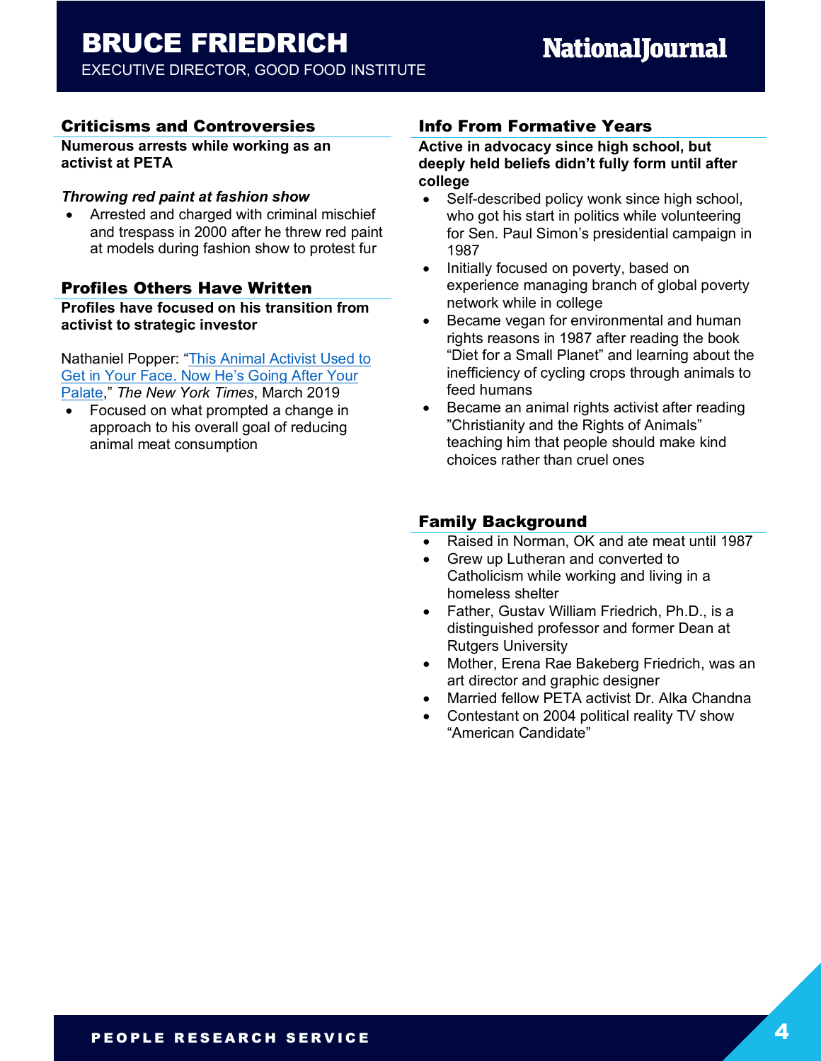## Criticisms and Controversies

**Numerous arrests while working as an activist at PETA**

***Throwing red paint at fashion show***

- Arrested and charged with criminal mischief and trespass in 2000 after he threw red paint at models during fashion show to protest fur

## Profiles Others Have Written

**Profiles have focused on his transition from activist to strategic investor**

Nathaniel Popper: "This Animal Activist Used to Get in Your Face. Now He's Going After Your Palate," *The New York Times*, March 2019

- Focused on what prompted a change in approach to his overall goal of reducing animal meat consumption

## Info From Formative Years

**Active in advocacy since high school, but deeply held beliefs didn't fully form until after college**

- Self-described policy wonk since high school, who got his start in politics while volunteering for Sen. Paul Simon's presidential campaign in 1987
- Initially focused on poverty, based on experience managing branch of global poverty network while in college
- Became vegan for environmental and human rights reasons in 1987 after reading the book "Diet for a Small Planet" and learning about the inefficiency of cycling crops through animals to feed humans
- Became an animal rights activist after reading "Christianity and the Rights of Animals" teaching him that people should make kind choices rather than cruel ones

## Family Background

- Raised in Norman, OK and ate meat until 1987
- Grew up Lutheran and converted to Catholicism while working and living in a homeless shelter
- Father, Gustav William Friedrich, Ph.D., is a distinguished professor and former Dean at Rutgers University
- Mother, Erena Rae Bakeberg Friedrich, was an art director and graphic designer
- Married fellow PETA activist Dr. Alka Chandna
- Contestant on 2004 political reality TV show "American Candidate"